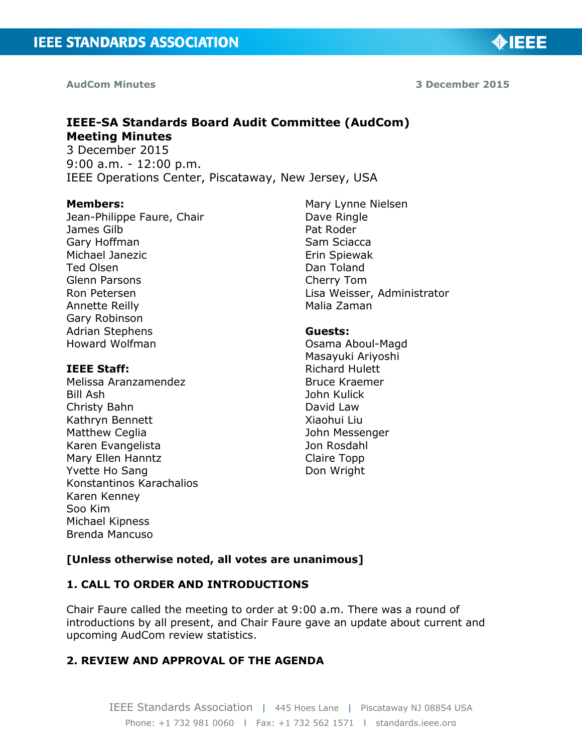# IEEE-SA Standards Board Audit Committee (AudCom) Meeting Minutes

3 December 2015
9:00 a.m. - 12:00 p.m.
IEEE Operations Center, Piscataway, New Jersey, USA

**Members:**
Jean-Philippe Faure, Chair
James Gilb
Gary Hoffman
Michael Janezic
Ted Olsen
Glenn Parsons
Ron Petersen
Annette Reilly
Gary Robinson
Adrian Stephens
Howard Wolfman
Mary Lynne Nielsen
Dave Ringle
Pat Roder
Sam Sciacca
Erin Spiewak
Dan Toland
Cherry Tom
Lisa Weisser, Administrator
Malia Zaman

**IEEE Staff:**
Melissa Aranzamendez
Bill Ash
Christy Bahn
Kathryn Bennett
Matthew Ceglia
Karen Evangelista
Mary Ellen Hanntz
Yvette Ho Sang
Konstantinos Karachalios
Karen Kenney
Soo Kim
Michael Kipness
Brenda Mancuso

**Guests:**
Osama Aboul-Magd
Masayuki Ariyoshi
Richard Hulett
Bruce Kraemer
John Kulick
David Law
Xiaohui Liu
John Messenger
Jon Rosdahl
Claire Topp
Don Wright

**[Unless otherwise noted, all votes are unanimous]**

## 1. CALL TO ORDER AND INTRODUCTIONS

Chair Faure called the meeting to order at 9:00 a.m. There was a round of introductions by all present, and Chair Faure gave an update about current and upcoming AudCom review statistics.

## 2. REVIEW AND APPROVAL OF THE AGENDA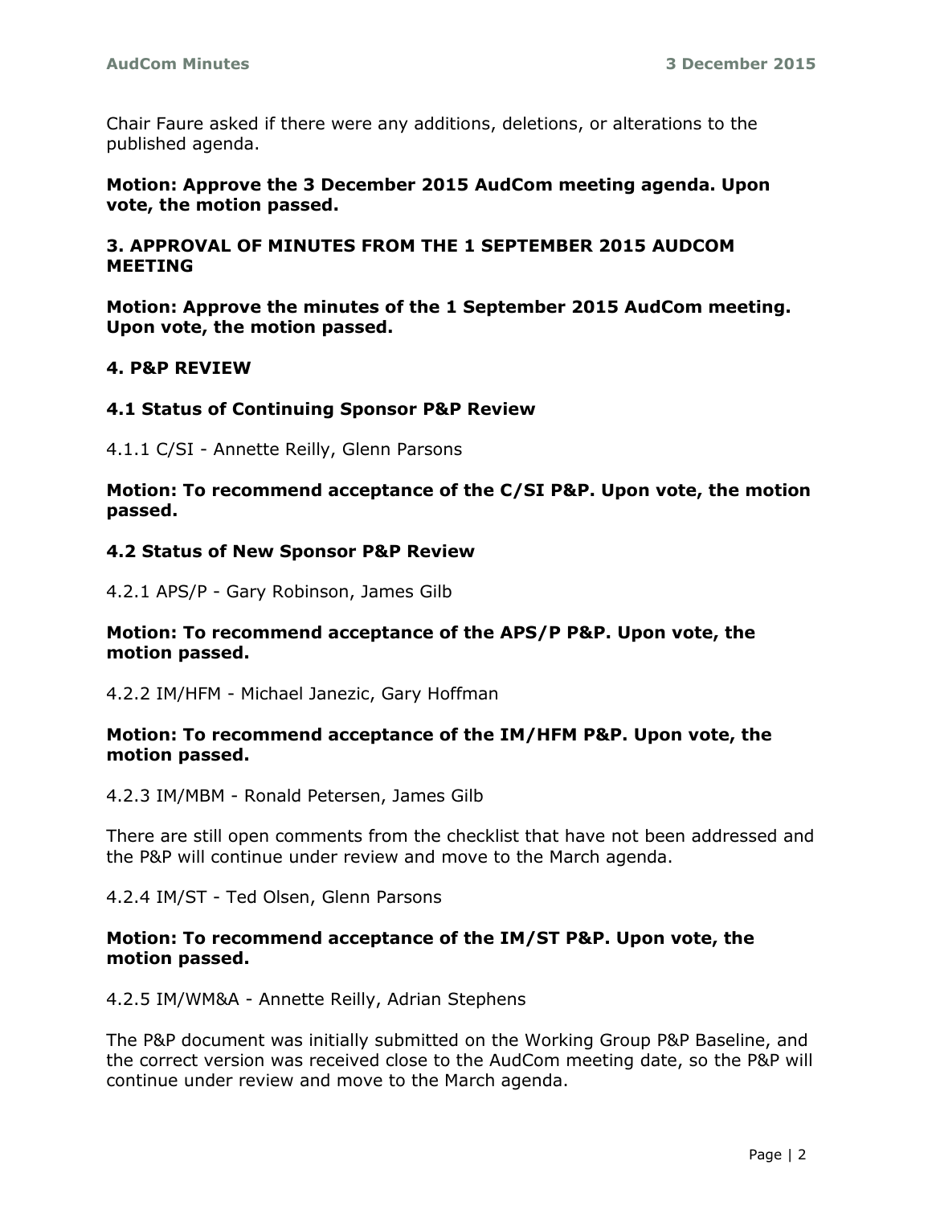Chair Faure asked if there were any additions, deletions, or alterations to the published agenda.

**Motion: Approve the 3 December 2015 AudCom meeting agenda. Upon vote, the motion passed.**

## 3. APPROVAL OF MINUTES FROM THE 1 SEPTEMBER 2015 AUDCOM MEETING

**Motion: Approve the minutes of the 1 September 2015 AudCom meeting. Upon vote, the motion passed.**

## 4. P&P REVIEW

### 4.1 Status of Continuing Sponsor P&P Review

4.1.1 C/SI - Annette Reilly, Glenn Parsons

**Motion: To recommend acceptance of the C/SI P&P. Upon vote, the motion passed.**

### 4.2 Status of New Sponsor P&P Review

4.2.1 APS/P - Gary Robinson, James Gilb

**Motion: To recommend acceptance of the APS/P P&P. Upon vote, the motion passed.**

4.2.2 IM/HFM - Michael Janezic, Gary Hoffman

**Motion: To recommend acceptance of the IM/HFM P&P. Upon vote, the motion passed.**

4.2.3 IM/MBM - Ronald Petersen, James Gilb

There are still open comments from the checklist that have not been addressed and the P&P will continue under review and move to the March agenda.

4.2.4 IM/ST - Ted Olsen, Glenn Parsons

**Motion: To recommend acceptance of the IM/ST P&P. Upon vote, the motion passed.**

4.2.5 IM/WM&A - Annette Reilly, Adrian Stephens

The P&P document was initially submitted on the Working Group P&P Baseline, and the correct version was received close to the AudCom meeting date, so the P&P will continue under review and move to the March agenda.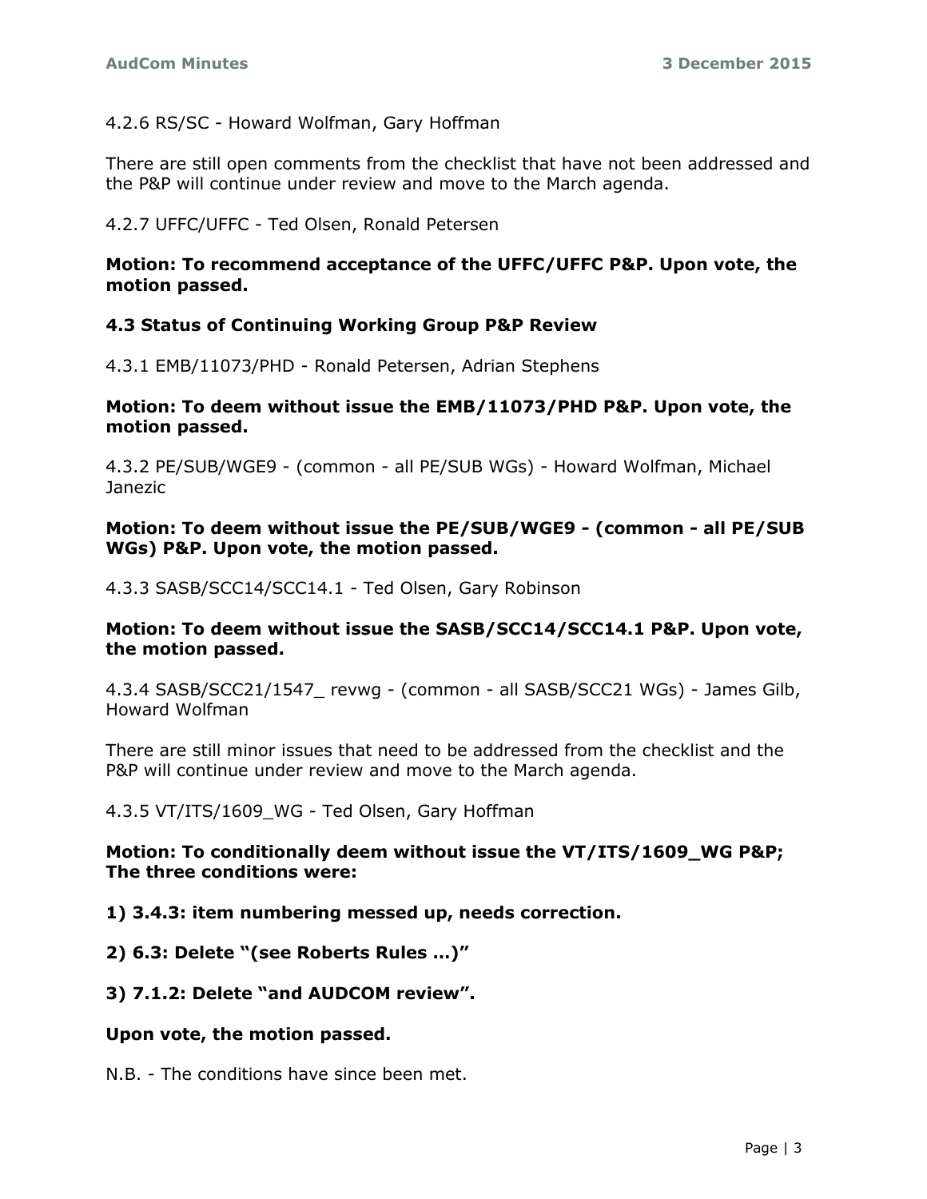4.2.6 RS/SC - Howard Wolfman, Gary Hoffman

There are still open comments from the checklist that have not been addressed and the P&P will continue under review and move to the March agenda.

4.2.7 UFFC/UFFC - Ted Olsen, Ronald Petersen

**Motion: To recommend acceptance of the UFFC/UFFC P&P. Upon vote, the motion passed.**

### 4.3 Status of Continuing Working Group P&P Review

4.3.1 EMB/11073/PHD - Ronald Petersen, Adrian Stephens

**Motion: To deem without issue the EMB/11073/PHD P&P. Upon vote, the motion passed.**

4.3.2 PE/SUB/WGE9 - (common - all PE/SUB WGs) - Howard Wolfman, Michael Janezic

**Motion: To deem without issue the PE/SUB/WGE9 - (common - all PE/SUB WGs) P&P. Upon vote, the motion passed.**

4.3.3 SASB/SCC14/SCC14.1 - Ted Olsen, Gary Robinson

**Motion: To deem without issue the SASB/SCC14/SCC14.1 P&P. Upon vote, the motion passed.**

4.3.4 SASB/SCC21/1547_ revwg - (common - all SASB/SCC21 WGs) - James Gilb, Howard Wolfman

There are still minor issues that need to be addressed from the checklist and the P&P will continue under review and move to the March agenda.

4.3.5 VT/ITS/1609_WG - Ted Olsen, Gary Hoffman

**Motion: To conditionally deem without issue the VT/ITS/1609_WG P&P; The three conditions were:**

**1) 3.4.3: item numbering messed up, needs correction.**

**2) 6.3: Delete "(see Roberts Rules …)"**

**3) 7.1.2: Delete "and AUDCOM review".**

**Upon vote, the motion passed.**

N.B. - The conditions have since been met.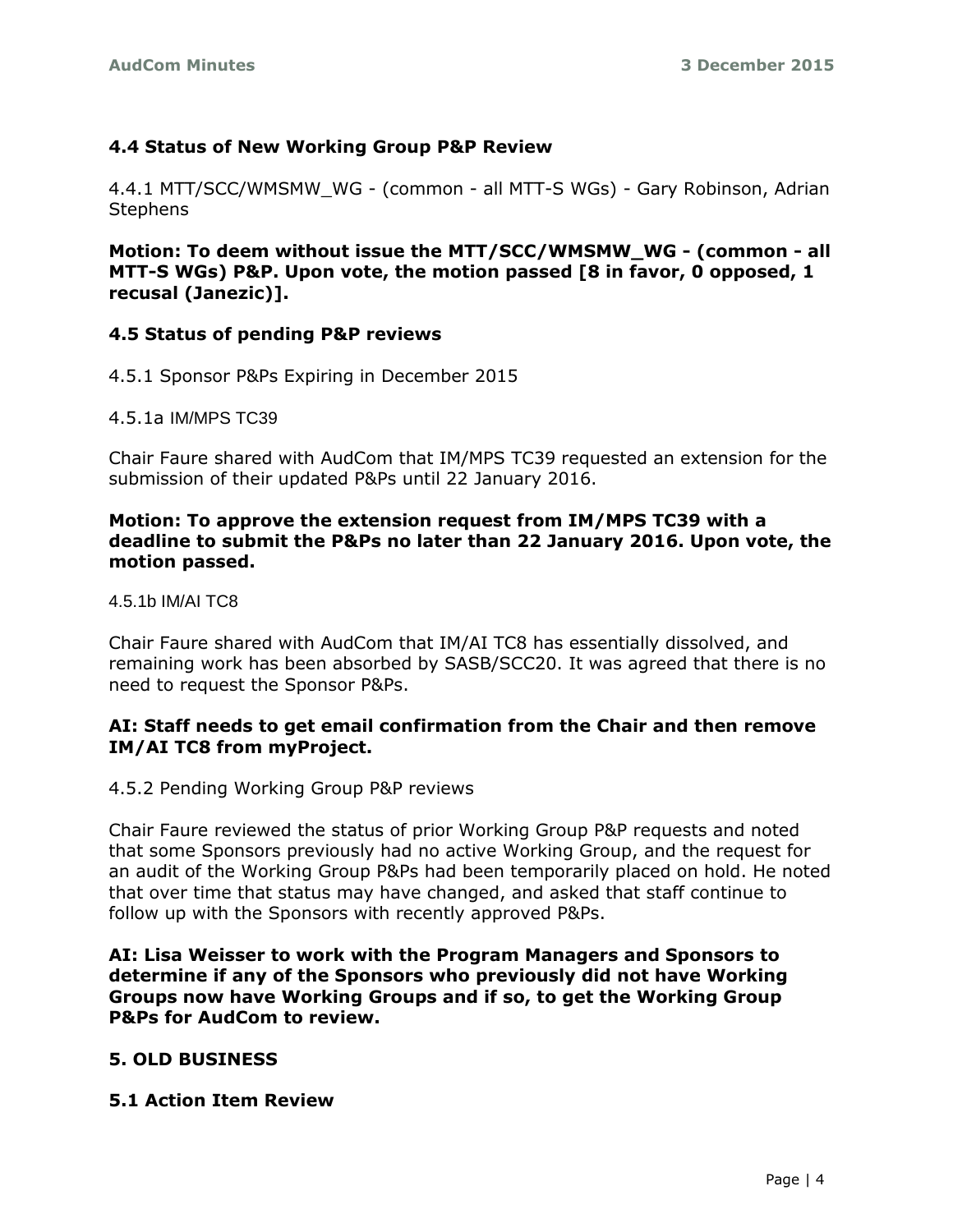### 4.4 Status of New Working Group P&P Review

4.4.1 MTT/SCC/WMSMW_WG - (common - all MTT-S WGs) - Gary Robinson, Adrian Stephens

**Motion: To deem without issue the MTT/SCC/WMSMW_WG - (common - all MTT-S WGs) P&P. Upon vote, the motion passed [8 in favor, 0 opposed, 1 recusal (Janezic)].**

### 4.5 Status of pending P&P reviews

4.5.1 Sponsor P&Ps Expiring in December 2015

4.5.1a IM/MPS TC39

Chair Faure shared with AudCom that IM/MPS TC39 requested an extension for the submission of their updated P&Ps until 22 January 2016.

**Motion: To approve the extension request from IM/MPS TC39 with a deadline to submit the P&Ps no later than 22 January 2016. Upon vote, the motion passed.**

4.5.1b IM/AI TC8

Chair Faure shared with AudCom that IM/AI TC8 has essentially dissolved, and remaining work has been absorbed by SASB/SCC20. It was agreed that there is no need to request the Sponsor P&Ps.

**AI: Staff needs to get email confirmation from the Chair and then remove IM/AI TC8 from myProject.**

4.5.2 Pending Working Group P&P reviews

Chair Faure reviewed the status of prior Working Group P&P requests and noted that some Sponsors previously had no active Working Group, and the request for an audit of the Working Group P&Ps had been temporarily placed on hold. He noted that over time that status may have changed, and asked that staff continue to follow up with the Sponsors with recently approved P&Ps.

**AI: Lisa Weisser to work with the Program Managers and Sponsors to determine if any of the Sponsors who previously did not have Working Groups now have Working Groups and if so, to get the Working Group P&Ps for AudCom to review.**

## 5. OLD BUSINESS

### 5.1 Action Item Review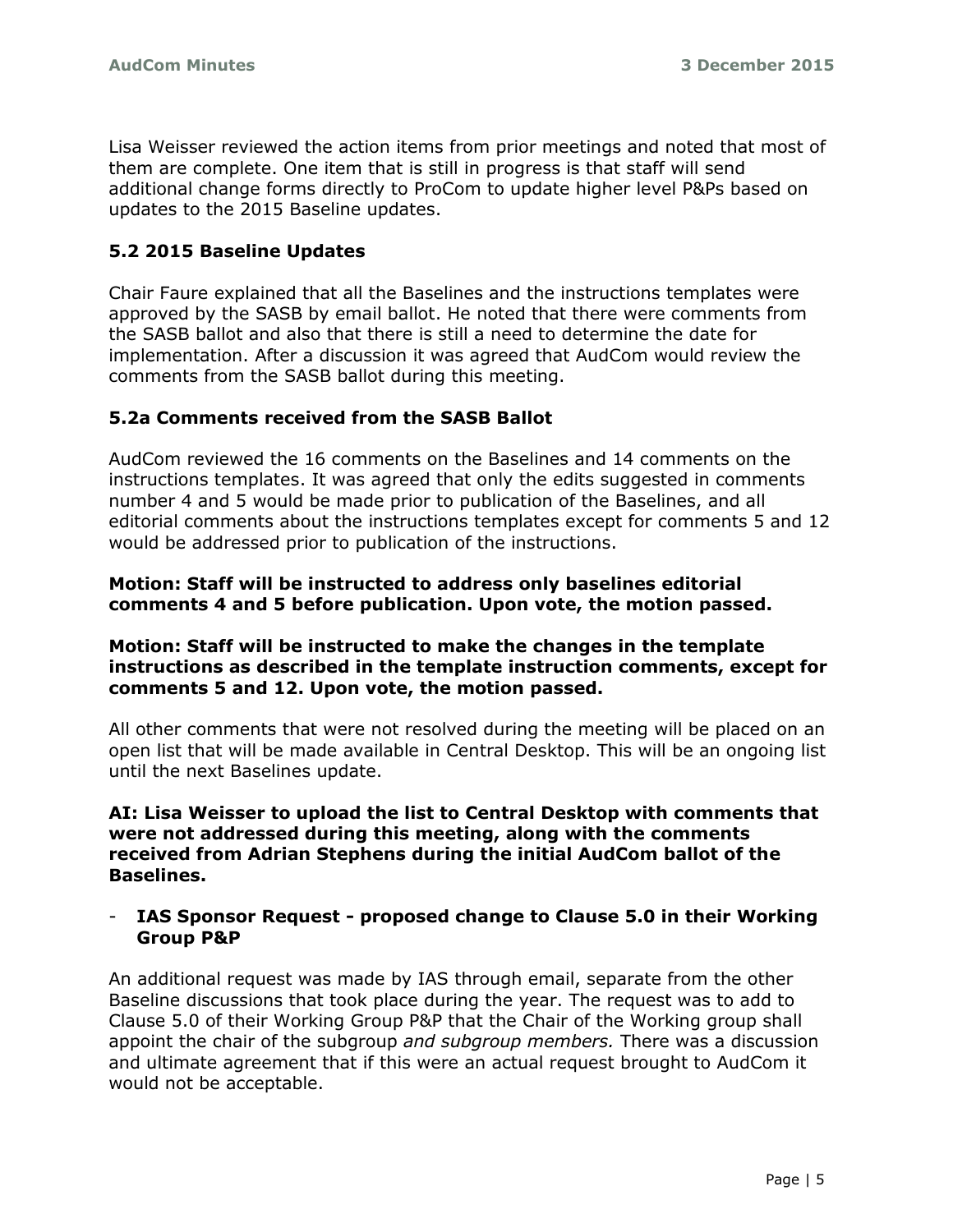Lisa Weisser reviewed the action items from prior meetings and noted that most of them are complete. One item that is still in progress is that staff will send additional change forms directly to ProCom to update higher level P&Ps based on updates to the 2015 Baseline updates.

### 5.2 2015 Baseline Updates

Chair Faure explained that all the Baselines and the instructions templates were approved by the SASB by email ballot. He noted that there were comments from the SASB ballot and also that there is still a need to determine the date for implementation. After a discussion it was agreed that AudCom would review the comments from the SASB ballot during this meeting.

### 5.2a Comments received from the SASB Ballot

AudCom reviewed the 16 comments on the Baselines and 14 comments on the instructions templates. It was agreed that only the edits suggested in comments number 4 and 5 would be made prior to publication of the Baselines, and all editorial comments about the instructions templates except for comments 5 and 12 would be addressed prior to publication of the instructions.

**Motion: Staff will be instructed to address only baselines editorial comments 4 and 5 before publication. Upon vote, the motion passed.**

**Motion: Staff will be instructed to make the changes in the template instructions as described in the template instruction comments, except for comments 5 and 12. Upon vote, the motion passed.**

All other comments that were not resolved during the meeting will be placed on an open list that will be made available in Central Desktop. This will be an ongoing list until the next Baselines update.

**AI: Lisa Weisser to upload the list to Central Desktop with comments that were not addressed during this meeting, along with the comments received from Adrian Stephens during the initial AudCom ballot of the Baselines.**

- **IAS Sponsor Request - proposed change to Clause 5.0 in their Working Group P&P**

An additional request was made by IAS through email, separate from the other Baseline discussions that took place during the year. The request was to add to Clause 5.0 of their Working Group P&P that the Chair of the Working group shall appoint the chair of the subgroup *and subgroup members.* There was a discussion and ultimate agreement that if this were an actual request brought to AudCom it would not be acceptable.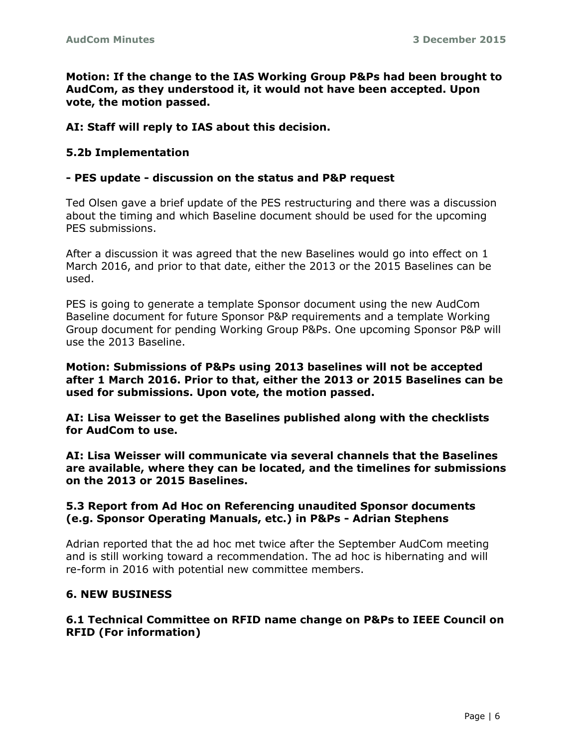**Motion: If the change to the IAS Working Group P&Ps had been brought to AudCom, as they understood it, it would not have been accepted. Upon vote, the motion passed.**

**AI: Staff will reply to IAS about this decision.**

### 5.2b Implementation

#### - PES update - discussion on the status and P&P request

Ted Olsen gave a brief update of the PES restructuring and there was a discussion about the timing and which Baseline document should be used for the upcoming PES submissions.

After a discussion it was agreed that the new Baselines would go into effect on 1 March 2016, and prior to that date, either the 2013 or the 2015 Baselines can be used.

PES is going to generate a template Sponsor document using the new AudCom Baseline document for future Sponsor P&P requirements and a template Working Group document for pending Working Group P&Ps. One upcoming Sponsor P&P will use the 2013 Baseline.

**Motion: Submissions of P&Ps using 2013 baselines will not be accepted after 1 March 2016. Prior to that, either the 2013 or 2015 Baselines can be used for submissions. Upon vote, the motion passed.**

**AI: Lisa Weisser to get the Baselines published along with the checklists for AudCom to use.**

**AI: Lisa Weisser will communicate via several channels that the Baselines are available, where they can be located, and the timelines for submissions on the 2013 or 2015 Baselines.**

### 5.3 Report from Ad Hoc on Referencing unaudited Sponsor documents (e.g. Sponsor Operating Manuals, etc.) in P&Ps - Adrian Stephens

Adrian reported that the ad hoc met twice after the September AudCom meeting and is still working toward a recommendation. The ad hoc is hibernating and will re-form in 2016 with potential new committee members.

## 6. NEW BUSINESS

### 6.1 Technical Committee on RFID name change on P&Ps to IEEE Council on RFID (For information)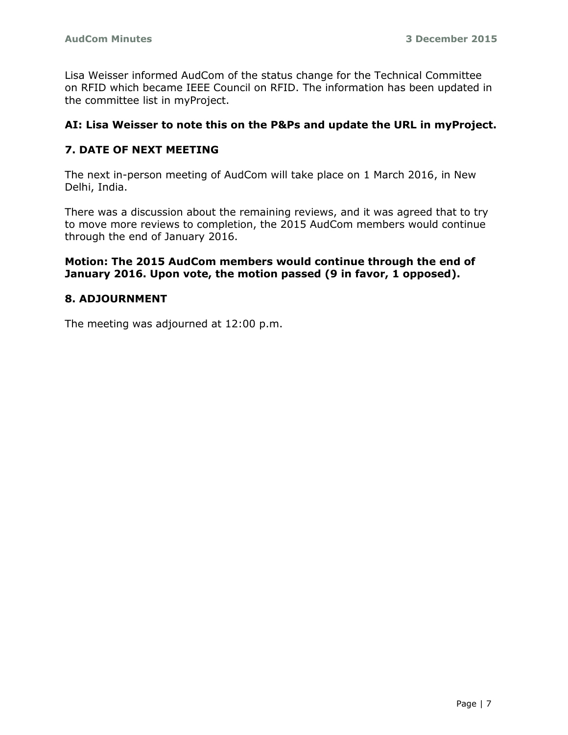Lisa Weisser informed AudCom of the status change for the Technical Committee on RFID which became IEEE Council on RFID. The information has been updated in the committee list in myProject.

**AI: Lisa Weisser to note this on the P&Ps and update the URL in myProject.**

## 7. DATE OF NEXT MEETING

The next in-person meeting of AudCom will take place on 1 March 2016, in New Delhi, India.

There was a discussion about the remaining reviews, and it was agreed that to try to move more reviews to completion, the 2015 AudCom members would continue through the end of January 2016.

**Motion: The 2015 AudCom members would continue through the end of January 2016. Upon vote, the motion passed (9 in favor, 1 opposed).**

## 8. ADJOURNMENT

The meeting was adjourned at 12:00 p.m.